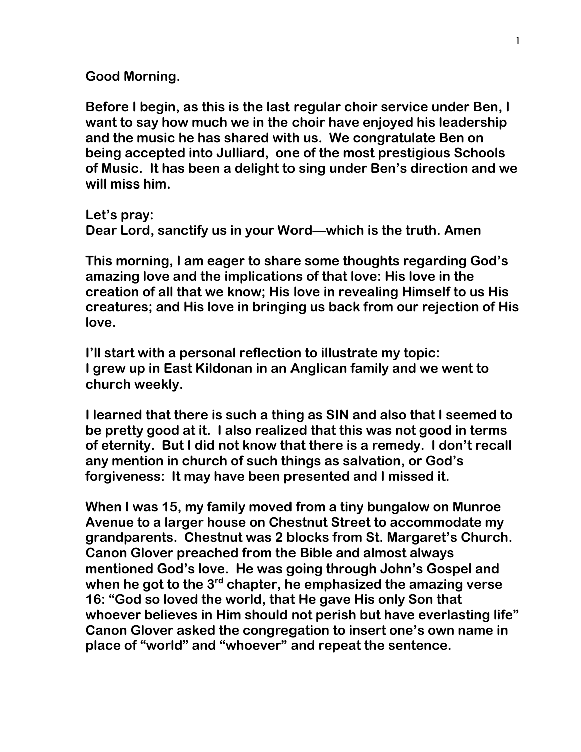**Good Morning.**

**Before I begin, as this is the last regular choir service under Ben, I want to say how much we in the choir have enjoyed his leadership and the music he has shared with us. We congratulate Ben on being accepted into Julliard, one of the most prestigious Schools of Music. It has been a delight to sing under Ben's direction and we will miss him.**

**Let's pray:**
**Dear Lord, sanctify us in your Word—which is the truth. Amen**

**This morning, I am eager to share some thoughts regarding God's amazing love and the implications of that love: His love in the creation of all that we know; His love in revealing Himself to us His creatures; and His love in bringing us back from our rejection of His love.**

**I'll start with a personal reflection to illustrate my topic:**
**I grew up in East Kildonan in an Anglican family and we went to church weekly.**

**I learned that there is such a thing as SIN and also that I seemed to be pretty good at it. I also realized that this was not good in terms of eternity. But I did not know that there is a remedy. I don't recall any mention in church of such things as salvation, or God's forgiveness: It may have been presented and I missed it.**

**When I was 15, my family moved from a tiny bungalow on Munroe Avenue to a larger house on Chestnut Street to accommodate my grandparents. Chestnut was 2 blocks from St. Margaret's Church. Canon Glover preached from the Bible and almost always mentioned God's love. He was going through John's Gospel and when he got to the 3rd chapter, he emphasized the amazing verse 16: "God so loved the world, that He gave His only Son that whoever believes in Him should not perish but have everlasting life" Canon Glover asked the congregation to insert one's own name in place of "world" and "whoever" and repeat the sentence.**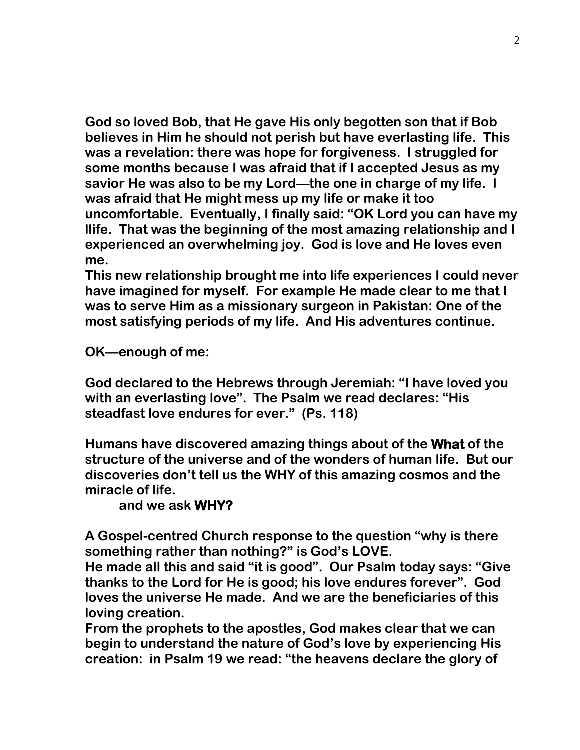**God so loved Bob, that He gave His only begotten son that if Bob believes in Him he should not perish but have everlasting life. This was a revelation: there was hope for forgiveness. I struggled for some months because I was afraid that if I accepted Jesus as my savior He was also to be my Lord—the one in charge of my life. I was afraid that He might mess up my life or make it too uncomfortable. Eventually, I finally said: "OK Lord you can have my llife. That was the beginning of the most amazing relationship and I experienced an overwhelming joy. God is love and He loves even me.**
**This new relationship brought me into life experiences I could never have imagined for myself. For example He made clear to me that I was to serve Him as a missionary surgeon in Pakistan: One of the most satisfying periods of my life. And His adventures continue.**

**OK—enough of me:**

**God declared to the Hebrews through Jeremiah: "I have loved you with an everlasting love". The Psalm we read declares: "His steadfast love endures for ever." (Ps. 118)**

**Humans have discovered amazing things about of the What of the structure of the universe and of the wonders of human life. But our discoveries don't tell us the WHY of this amazing cosmos and the miracle of life.**
**and we ask WHY?**

**A Gospel-centred Church response to the question "why is there something rather than nothing?" is God's LOVE.**
**He made all this and said "it is good". Our Psalm today says: "Give thanks to the Lord for He is good; his love endures forever". God loves the universe He made. And we are the beneficiaries of this loving creation.**
**From the prophets to the apostles, God makes clear that we can begin to understand the nature of God's love by experiencing His creation: in Psalm 19 we read: "the heavens declare the glory of**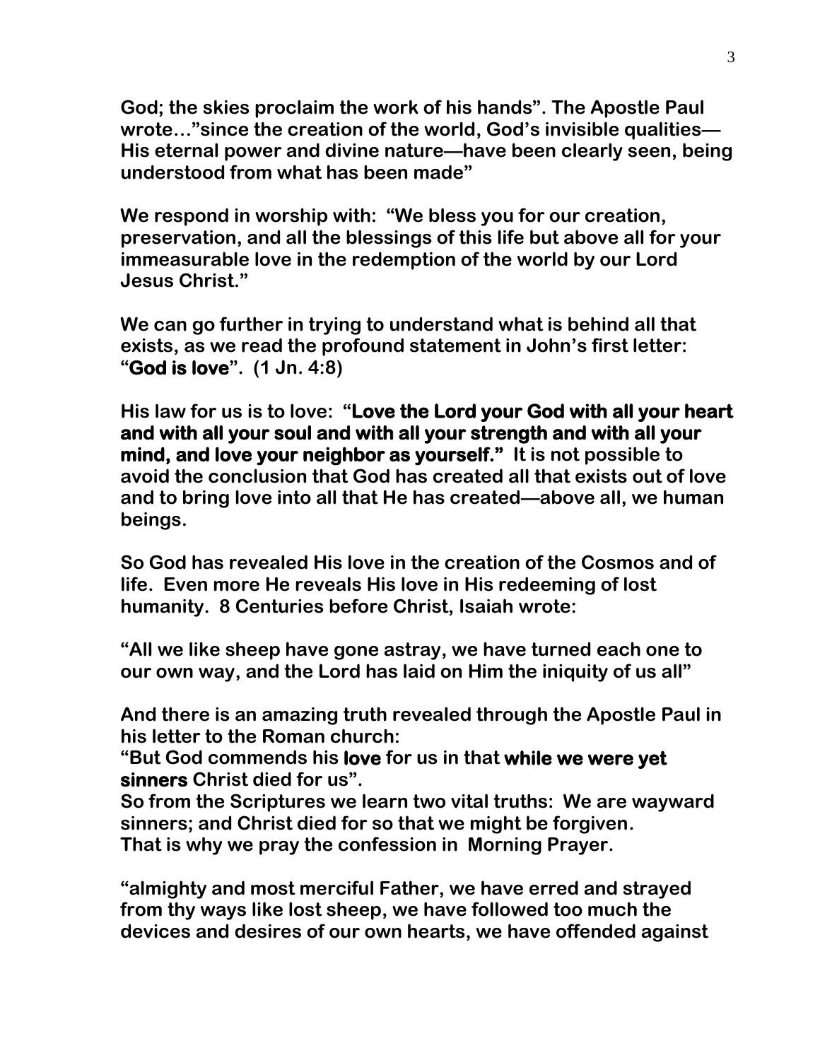God; the skies proclaim the work of his hands". The Apostle Paul wrote…"since the creation of the world, God's invisible qualities—His eternal power and divine nature—have been clearly seen, being understood from what has been made"

We respond in worship with: "We bless you for our creation, preservation, and all the blessings of this life but above all for your immeasurable love in the redemption of the world by our Lord Jesus Christ."

We can go further in trying to understand what is behind all that exists, as we read the profound statement in John's first letter: "**God is love**". (1 Jn. 4:8)

His law for us is to love: "**Love the Lord your God with all your heart and with all your soul and with all your strength and with all your mind, and love your neighbor as yourself.**" It is not possible to avoid the conclusion that God has created all that exists out of love and to bring love into all that He has created—above all, we human beings.

So God has revealed His love in the creation of the Cosmos and of life. Even more He reveals His love in His redeeming of lost humanity. 8 Centuries before Christ, Isaiah wrote:

"All we like sheep have gone astray, we have turned each one to our own way, and the Lord has laid on Him the iniquity of us all"

And there is an amazing truth revealed through the Apostle Paul in his letter to the Roman church:
"But God commends his **love** for us in that **while we were yet sinners** Christ died for us".
So from the Scriptures we learn two vital truths: We are wayward sinners; and Christ died for so that we might be forgiven.
That is why we pray the confession in Morning Prayer.

"almighty and most merciful Father, we have erred and strayed from thy ways like lost sheep, we have followed too much the devices and desires of our own hearts, we have offended against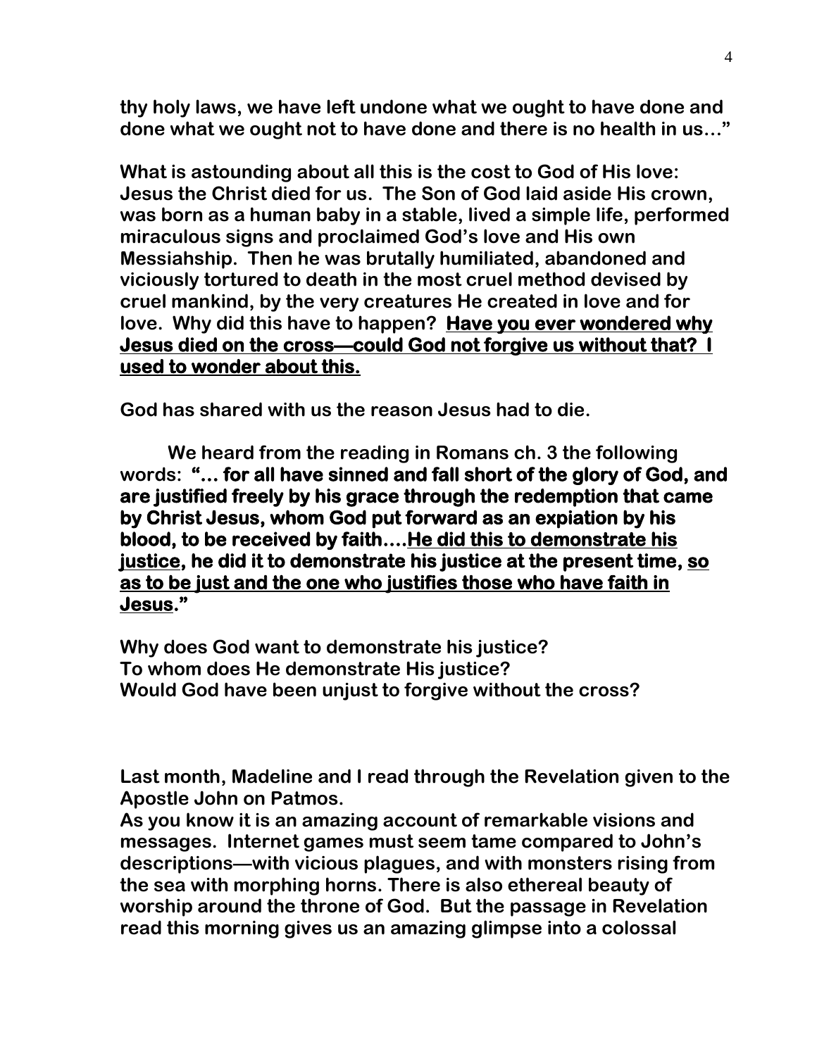thy holy laws, we have left undone what we ought to have done and done what we ought not to have done and there is no health in us…"

What is astounding about all this is the cost to God of His love: Jesus the Christ died for us. The Son of God laid aside His crown, was born as a human baby in a stable, lived a simple life, performed miraculous signs and proclaimed God's love and His own Messiahship. Then he was brutally humiliated, abandoned and viciously tortured to death in the most cruel method devised by cruel mankind, by the very creatures He created in love and for love. Why did this have to happen? **<u>Have you ever wondered why Jesus died on the cross—could God not forgive us without that? I used to wonder about this.</u>**

God has shared with us the reason Jesus had to die.

We heard from the reading in Romans ch. 3 the following words: **"… for all have sinned and fall short of the glory of God, and are justified freely by his grace through the redemption that came by Christ Jesus, whom God put forward as an expiation by his blood, to be received by faith….<u>He did this to demonstrate his justice</u>, he did it to demonstrate his justice at the present time, <u>so as to be just and the one who justifies those who have faith in Jesus</u>."**

Why does God want to demonstrate his justice?
To whom does He demonstrate His justice?
Would God have been unjust to forgive without the cross?

Last month, Madeline and I read through the Revelation given to the Apostle John on Patmos.
As you know it is an amazing account of remarkable visions and messages. Internet games must seem tame compared to John's descriptions—with vicious plagues, and with monsters rising from the sea with morphing horns. There is also ethereal beauty of worship around the throne of God. But the passage in Revelation read this morning gives us an amazing glimpse into a colossal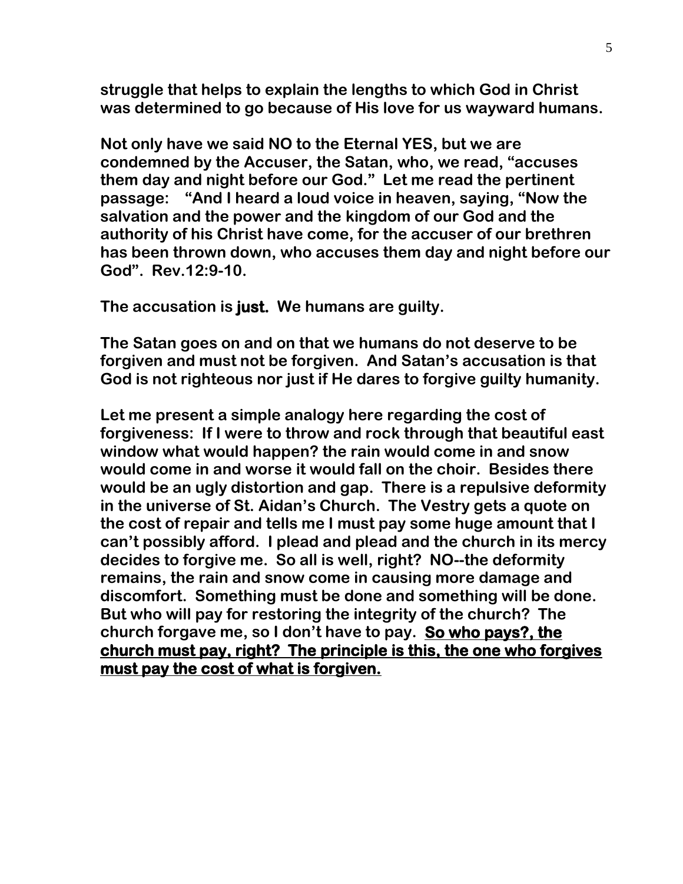struggle that helps to explain the lengths to which God in Christ was determined to go because of His love for us wayward humans.

Not only have we said NO to the Eternal YES, but we are condemned by the Accuser, the Satan, who, we read, "accuses them day and night before our God." Let me read the pertinent passage: "And I heard a loud voice in heaven, saying, "Now the salvation and the power and the kingdom of our God and the authority of his Christ have come, for the accuser of our brethren has been thrown down, who accuses them day and night before our God". Rev.12:9-10.

The accusation is **just.** We humans are guilty.

The Satan goes on and on that we humans do not deserve to be forgiven and must not be forgiven. And Satan's accusation is that God is not righteous nor just if He dares to forgive guilty humanity.

Let me present a simple analogy here regarding the cost of forgiveness: If I were to throw and rock through that beautiful east window what would happen? the rain would come in and snow would come in and worse it would fall on the choir. Besides there would be an ugly distortion and gap. There is a repulsive deformity in the universe of St. Aidan's Church. The Vestry gets a quote on the cost of repair and tells me I must pay some huge amount that I can't possibly afford. I plead and plead and the church in its mercy decides to forgive me. So all is well, right? NO--the deformity remains, the rain and snow come in causing more damage and discomfort. Something must be done and something will be done. But who will pay for restoring the integrity of the church? The church forgave me, so I don't have to pay. <u>**So who pays?, the church must pay, right? The principle is this, the one who forgives must pay the cost of what is forgiven.**</u>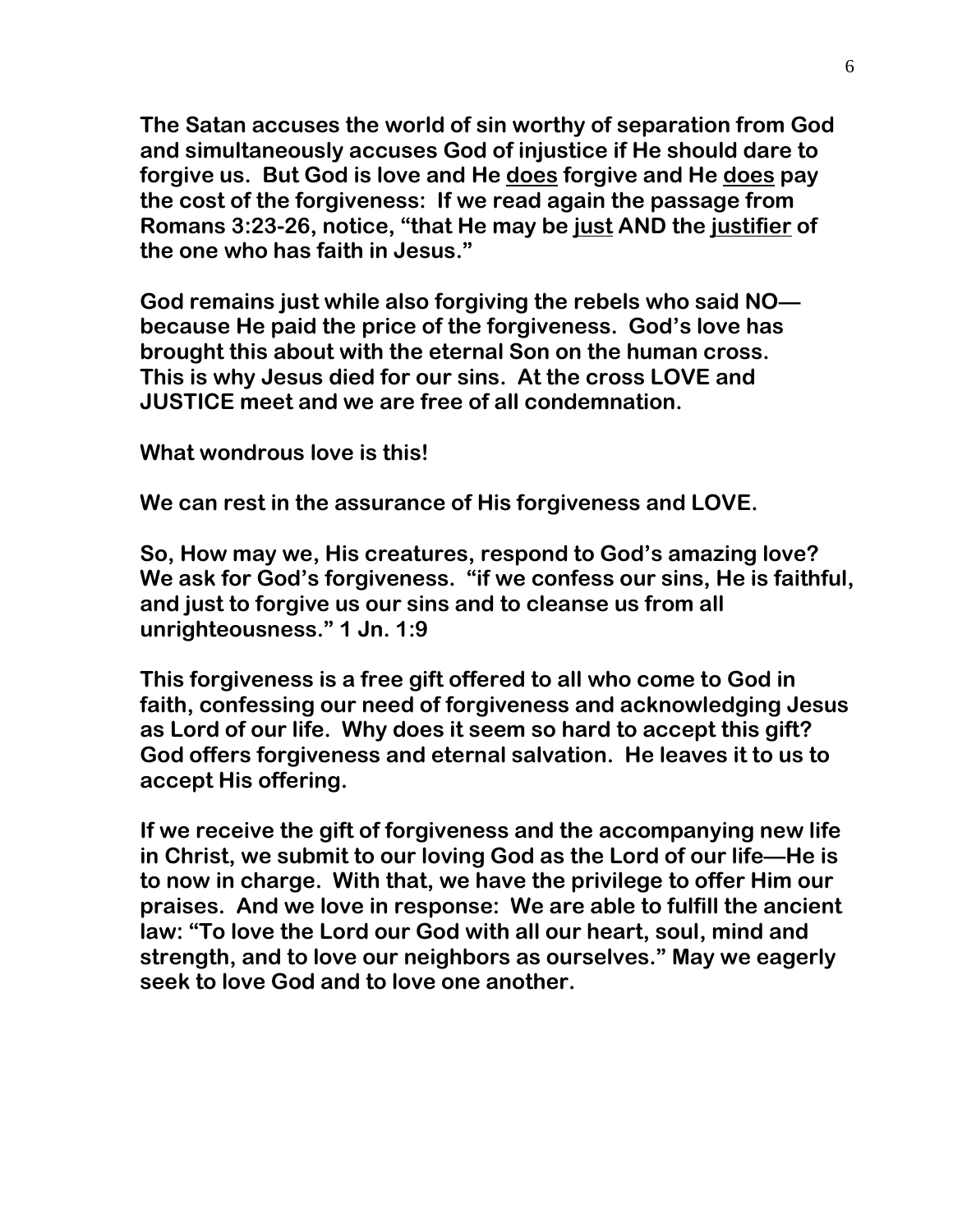**The Satan accuses the world of sin worthy of separation from God and simultaneously accuses God of injustice if He should dare to forgive us. But God is love and He <u>does</u> forgive and He <u>does</u> pay the cost of the forgiveness: If we read again the passage from Romans 3:23-26, notice, "that He may be <u>just</u> AND the <u>justifier</u> of the one who has faith in Jesus."**

**God remains just while also forgiving the rebels who said NO—because He paid the price of the forgiveness. God's love has brought this about with the eternal Son on the human cross. This is why Jesus died for our sins. At the cross LOVE and JUSTICE meet and we are free of all condemnation.**

**What wondrous love is this!**

**We can rest in the assurance of His forgiveness and LOVE.**

**So, How may we, His creatures, respond to God's amazing love? We ask for God's forgiveness. "if we confess our sins, He is faithful, and just to forgive us our sins and to cleanse us from all unrighteousness." 1 Jn. 1:9**

**This forgiveness is a free gift offered to all who come to God in faith, confessing our need of forgiveness and acknowledging Jesus as Lord of our life. Why does it seem so hard to accept this gift? God offers forgiveness and eternal salvation. He leaves it to us to accept His offering.**

**If we receive the gift of forgiveness and the accompanying new life in Christ, we submit to our loving God as the Lord of our life—He is to now in charge. With that, we have the privilege to offer Him our praises. And we love in response: We are able to fulfill the ancient law: "To love the Lord our God with all our heart, soul, mind and strength, and to love our neighbors as ourselves." May we eagerly seek to love God and to love one another.**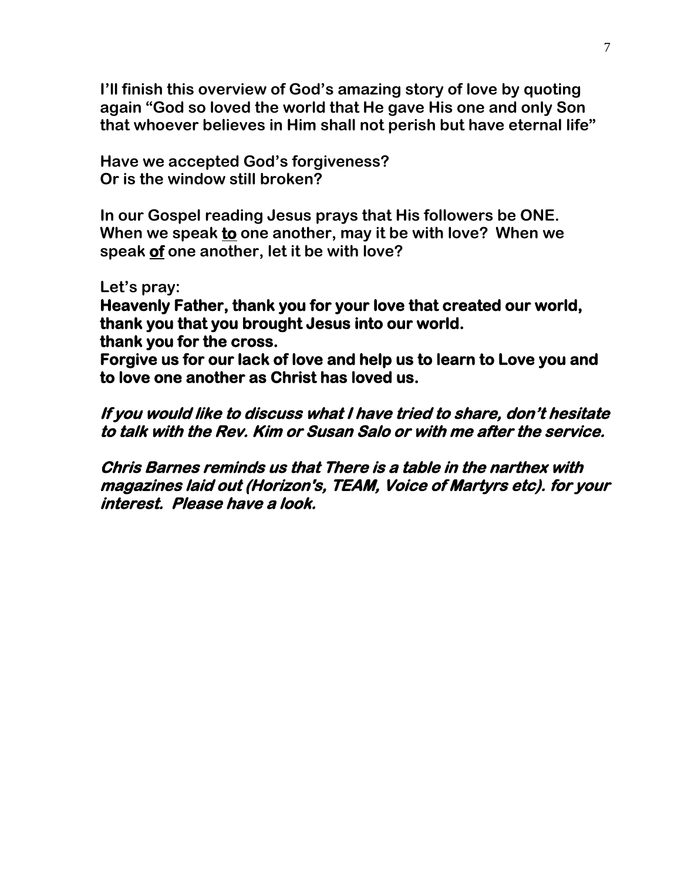**I'll finish this overview of God's amazing story of love by quoting again "God so loved the world that He gave His one and only Son that whoever believes in Him shall not perish but have eternal life"**

**Have we accepted God's forgiveness?**
**Or is the window still broken?**

**In our Gospel reading Jesus prays that His followers be ONE. When we speak <u>to</u> one another, may it be with love? When we speak <u>of</u> one another, let it be with love?**

**Let's pray:**
**Heavenly Father, thank you for your love that created our world, thank you that you brought Jesus into our world.**
**thank you for the cross.**
**Forgive us for our lack of love and help us to learn to Love you and to love one another as Christ has loved us.**

***If you would like to discuss what I have tried to share, don't hesitate to talk with the Rev. Kim or Susan Salo or with me after the service.***

***Chris Barnes reminds us that There is a table in the narthex with magazines laid out (Horizon's, TEAM, Voice of Martyrs etc). for your interest. Please have a look.***